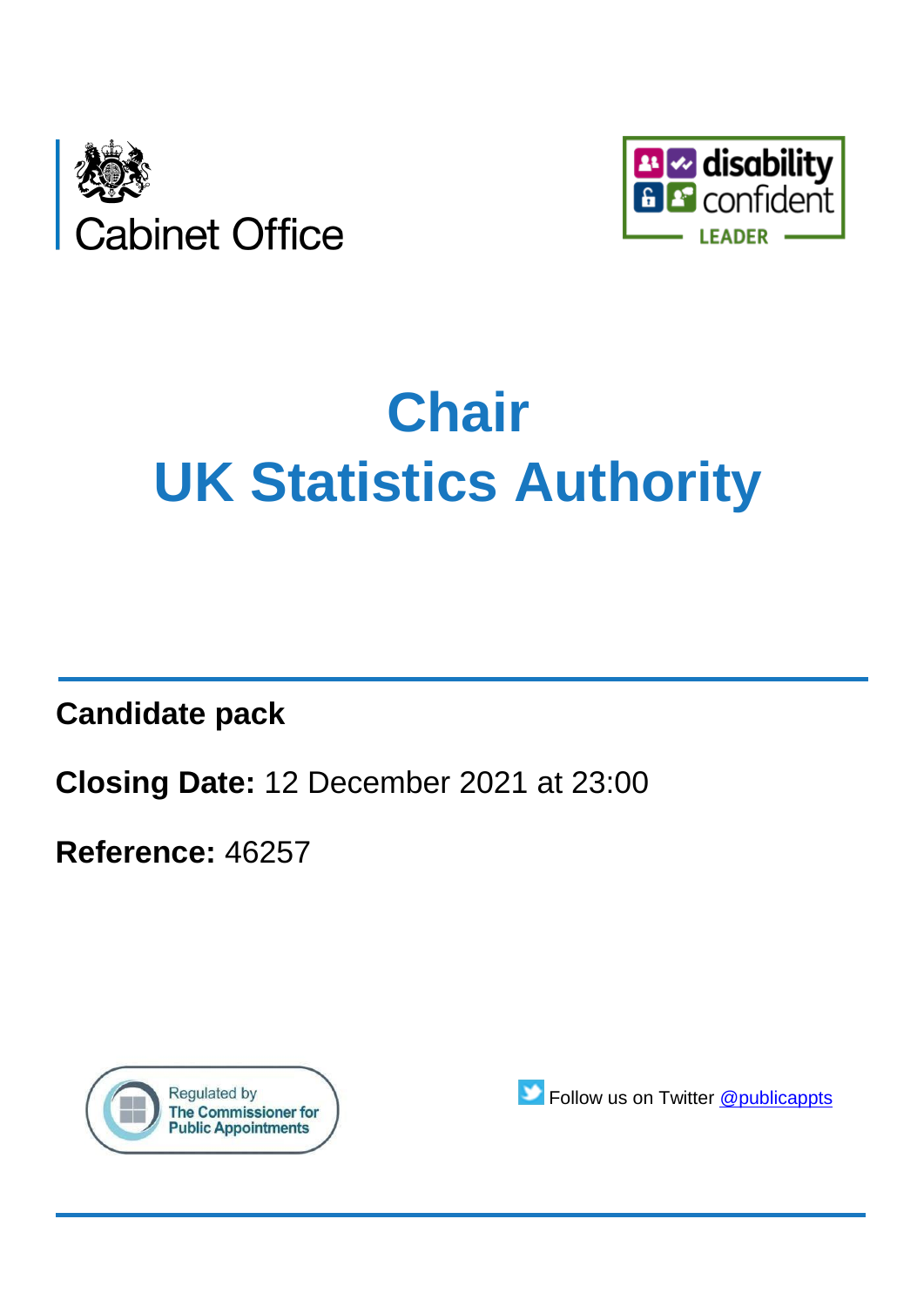Cabinet Office

disability confident LEADER

# Chair
# UK Statistics Authority

**Candidate pack**

**Closing Date:** 12 December 2021 at 23:00

**Reference:** 46257

Regulated by The Commissioner for Public Appointments

Follow us on Twitter [@publicappts](https://twitter.com/publicappts)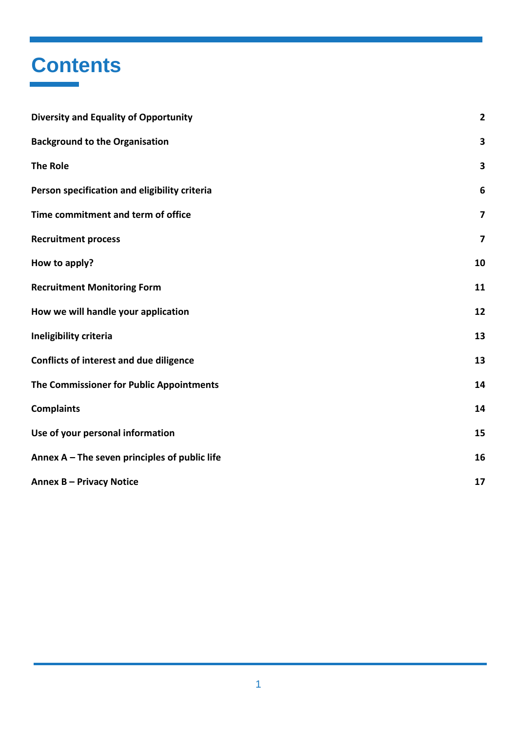# Contents

| | |
|---|---|
| **Diversity and Equality of Opportunity** | **2** |
| **Background to the Organisation** | **3** |
| **The Role** | **3** |
| **Person specification and eligibility criteria** | **6** |
| **Time commitment and term of office** | **7** |
| **Recruitment process** | **7** |
| **How to apply?** | **10** |
| **Recruitment Monitoring Form** | **11** |
| **How we will handle your application** | **12** |
| **Ineligibility criteria** | **13** |
| **Conflicts of interest and due diligence** | **13** |
| **The Commissioner for Public Appointments** | **14** |
| **Complaints** | **14** |
| **Use of your personal information** | **15** |
| **Annex A – The seven principles of public life** | **16** |
| **Annex B – Privacy Notice** | **17** |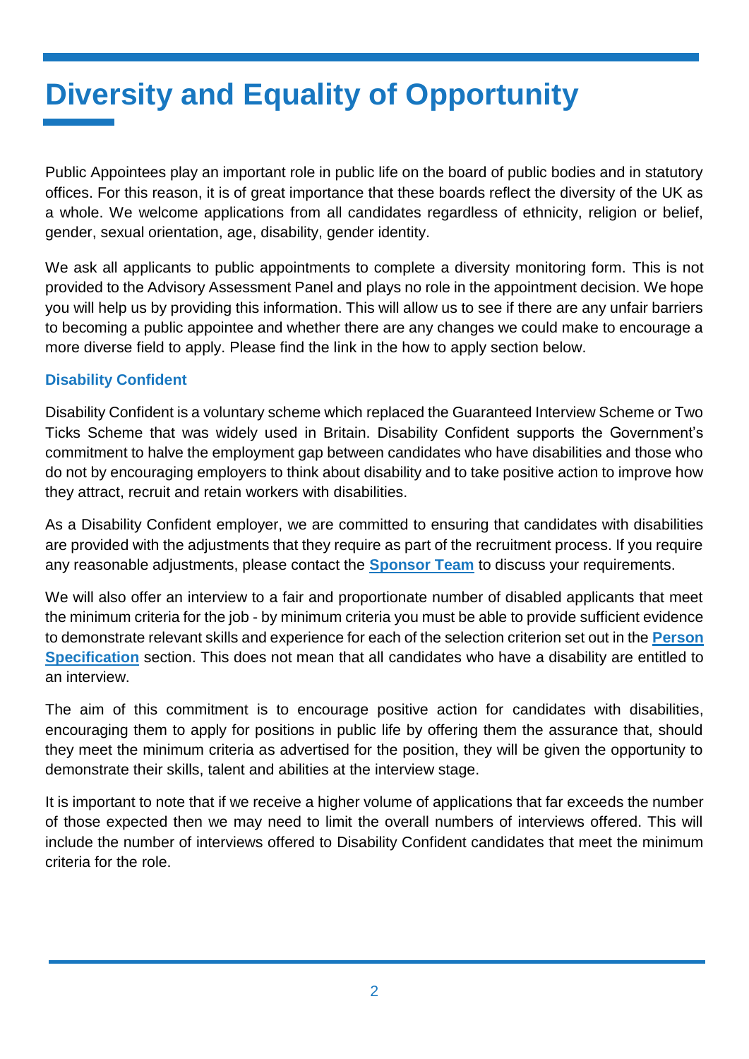# Diversity and Equality of Opportunity

Public Appointees play an important role in public life on the board of public bodies and in statutory offices. For this reason, it is of great importance that these boards reflect the diversity of the UK as a whole. We welcome applications from all candidates regardless of ethnicity, religion or belief, gender, sexual orientation, age, disability, gender identity.

We ask all applicants to public appointments to complete a diversity monitoring form. This is not provided to the Advisory Assessment Panel and plays no role in the appointment decision. We hope you will help us by providing this information. This will allow us to see if there are any unfair barriers to becoming a public appointee and whether there are any changes we could make to encourage a more diverse field to apply. Please find the link in the how to apply section below.

### Disability Confident

Disability Confident is a voluntary scheme which replaced the Guaranteed Interview Scheme or Two Ticks Scheme that was widely used in Britain. Disability Confident supports the Government's commitment to halve the employment gap between candidates who have disabilities and those who do not by encouraging employers to think about disability and to take positive action to improve how they attract, recruit and retain workers with disabilities.

As a Disability Confident employer, we are committed to ensuring that candidates with disabilities are provided with the adjustments that they require as part of the recruitment process. If you require any reasonable adjustments, please contact the **Sponsor Team** to discuss your requirements.

We will also offer an interview to a fair and proportionate number of disabled applicants that meet the minimum criteria for the job - by minimum criteria you must be able to provide sufficient evidence to demonstrate relevant skills and experience for each of the selection criterion set out in the **Person Specification** section. This does not mean that all candidates who have a disability are entitled to an interview.

The aim of this commitment is to encourage positive action for candidates with disabilities, encouraging them to apply for positions in public life by offering them the assurance that, should they meet the minimum criteria as advertised for the position, they will be given the opportunity to demonstrate their skills, talent and abilities at the interview stage.

It is important to note that if we receive a higher volume of applications that far exceeds the number of those expected then we may need to limit the overall numbers of interviews offered. This will include the number of interviews offered to Disability Confident candidates that meet the minimum criteria for the role.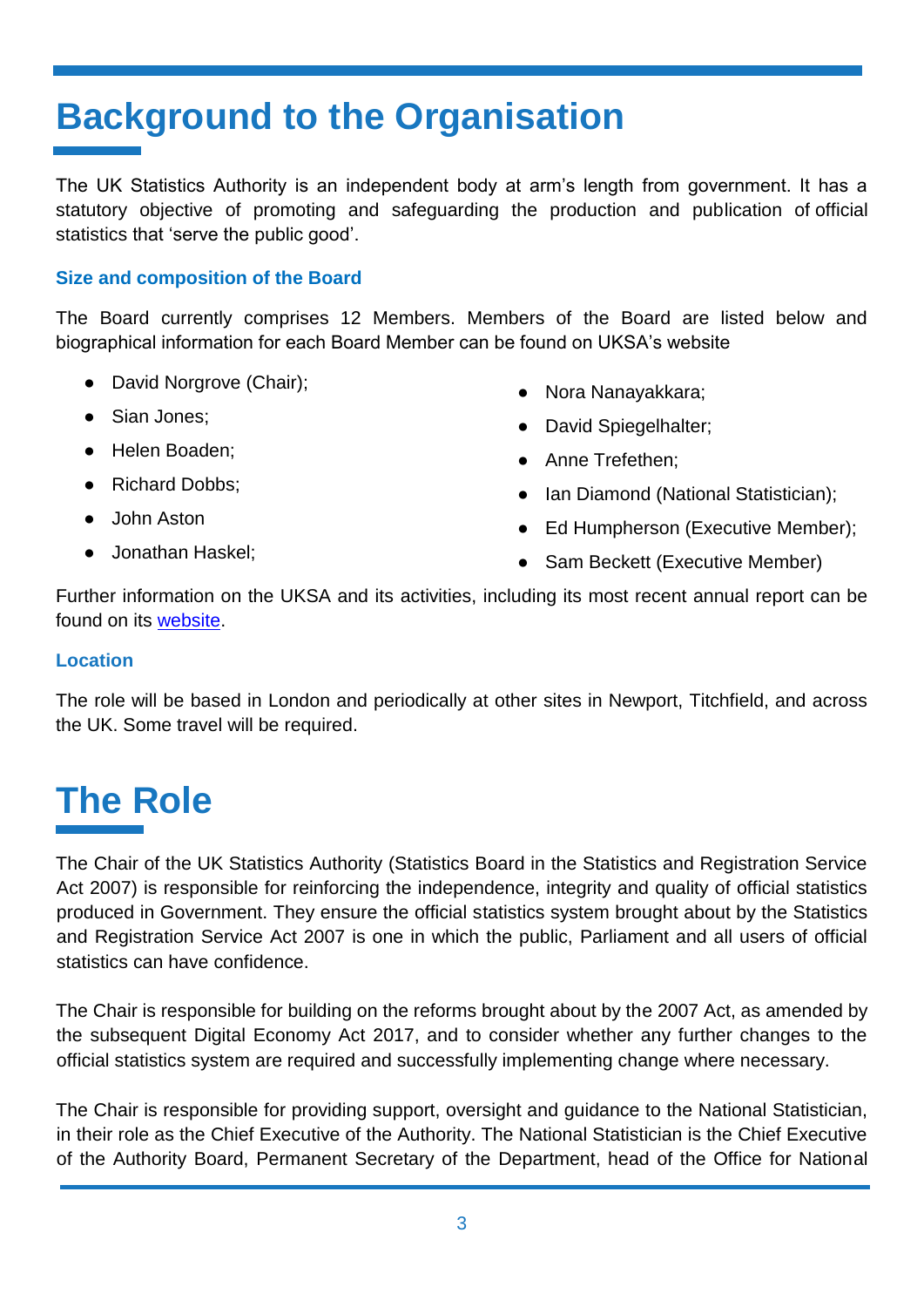# Background to the Organisation

The UK Statistics Authority is an independent body at arm's length from government. It has a statutory objective of promoting and safeguarding the production and publication of official statistics that 'serve the public good'.

### Size and composition of the Board

The Board currently comprises 12 Members. Members of the Board are listed below and biographical information for each Board Member can be found on UKSA's website

- David Norgrove (Chair);
- Sian Jones;
- Helen Boaden;
- Richard Dobbs;
- John Aston
- Jonathan Haskel;
- Nora Nanayakkara;
- David Spiegelhalter;
- Anne Trefethen;
- Ian Diamond (National Statistician);
- Ed Humpherson (Executive Member);
- Sam Beckett (Executive Member)

Further information on the UKSA and its activities, including its most recent annual report can be found on its website.

### Location

The role will be based in London and periodically at other sites in Newport, Titchfield, and across the UK. Some travel will be required.

# The Role

The Chair of the UK Statistics Authority (Statistics Board in the Statistics and Registration Service Act 2007) is responsible for reinforcing the independence, integrity and quality of official statistics produced in Government. They ensure the official statistics system brought about by the Statistics and Registration Service Act 2007 is one in which the public, Parliament and all users of official statistics can have confidence.

The Chair is responsible for building on the reforms brought about by the 2007 Act, as amended by the subsequent Digital Economy Act 2017, and to consider whether any further changes to the official statistics system are required and successfully implementing change where necessary.

The Chair is responsible for providing support, oversight and guidance to the National Statistician, in their role as the Chief Executive of the Authority. The National Statistician is the Chief Executive of the Authority Board, Permanent Secretary of the Department, head of the Office for National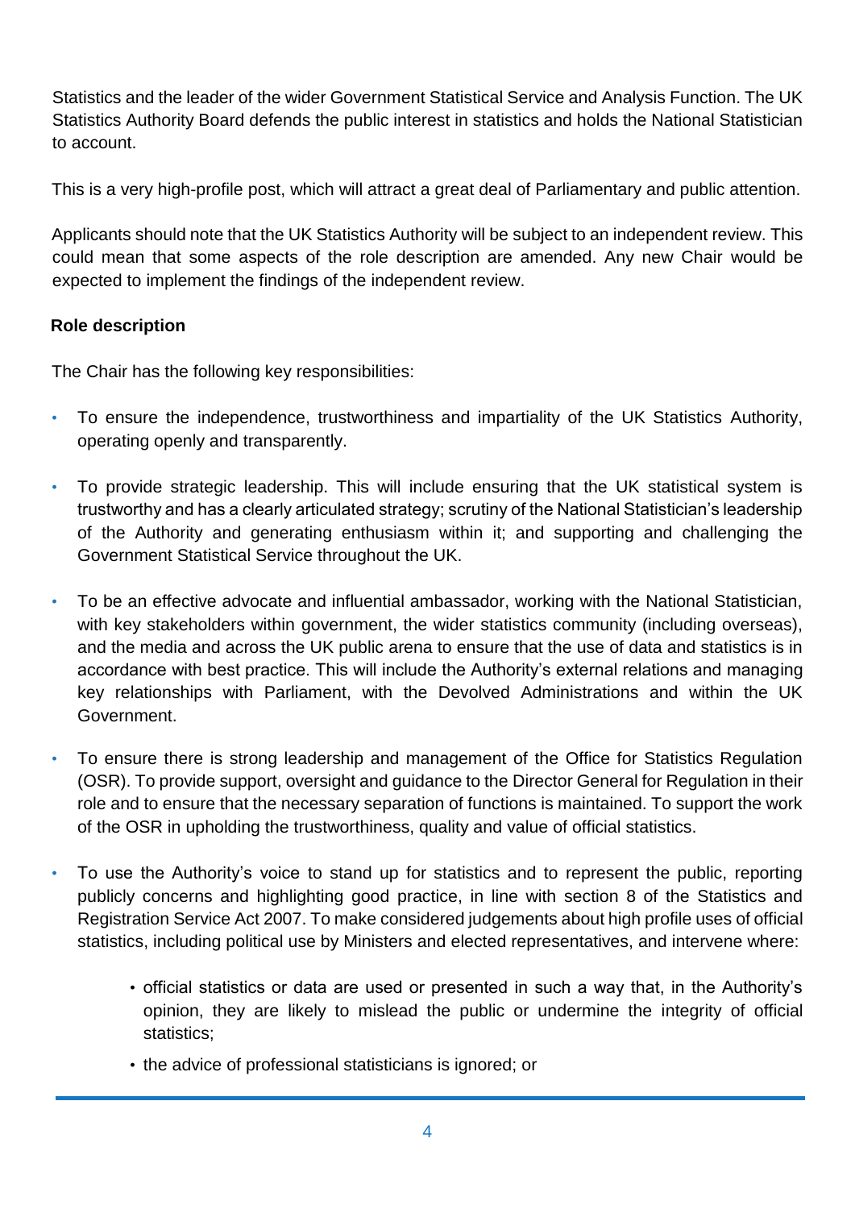Statistics and the leader of the wider Government Statistical Service and Analysis Function. The UK Statistics Authority Board defends the public interest in statistics and holds the National Statistician to account.

This is a very high-profile post, which will attract a great deal of Parliamentary and public attention.

Applicants should note that the UK Statistics Authority will be subject to an independent review. This could mean that some aspects of the role description are amended. Any new Chair would be expected to implement the findings of the independent review.

**Role description**

The Chair has the following key responsibilities:

- To ensure the independence, trustworthiness and impartiality of the UK Statistics Authority, operating openly and transparently.
- To provide strategic leadership. This will include ensuring that the UK statistical system is trustworthy and has a clearly articulated strategy; scrutiny of the National Statistician's leadership of the Authority and generating enthusiasm within it; and supporting and challenging the Government Statistical Service throughout the UK.
- To be an effective advocate and influential ambassador, working with the National Statistician, with key stakeholders within government, the wider statistics community (including overseas), and the media and across the UK public arena to ensure that the use of data and statistics is in accordance with best practice. This will include the Authority's external relations and managing key relationships with Parliament, with the Devolved Administrations and within the UK Government.
- To ensure there is strong leadership and management of the Office for Statistics Regulation (OSR). To provide support, oversight and guidance to the Director General for Regulation in their role and to ensure that the necessary separation of functions is maintained. To support the work of the OSR in upholding the trustworthiness, quality and value of official statistics.
- To use the Authority's voice to stand up for statistics and to represent the public, reporting publicly concerns and highlighting good practice, in line with section 8 of the Statistics and Registration Service Act 2007. To make considered judgements about high profile uses of official statistics, including political use by Ministers and elected representatives, and intervene where:
    - official statistics or data are used or presented in such a way that, in the Authority's opinion, they are likely to mislead the public or undermine the integrity of official statistics;
    - the advice of professional statisticians is ignored; or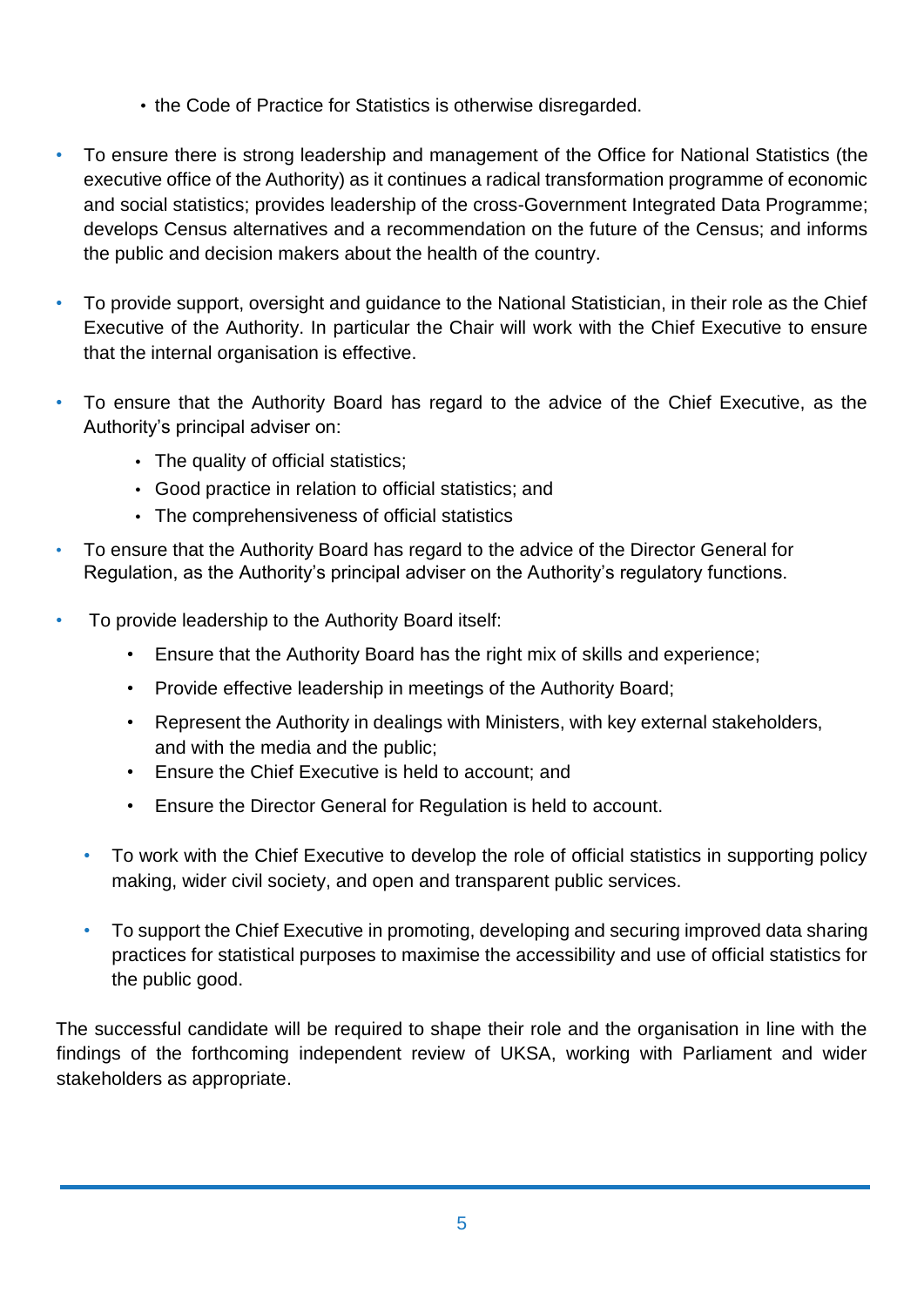- the Code of Practice for Statistics is otherwise disregarded.

- To ensure there is strong leadership and management of the Office for National Statistics (the executive office of the Authority) as it continues a radical transformation programme of economic and social statistics; provides leadership of the cross-Government Integrated Data Programme; develops Census alternatives and a recommendation on the future of the Census; and informs the public and decision makers about the health of the country.

- To provide support, oversight and guidance to the National Statistician, in their role as the Chief Executive of the Authority. In particular the Chair will work with the Chief Executive to ensure that the internal organisation is effective.

- To ensure that the Authority Board has regard to the advice of the Chief Executive, as the Authority's principal adviser on:
    - The quality of official statistics;
    - Good practice in relation to official statistics; and
    - The comprehensiveness of official statistics

- To ensure that the Authority Board has regard to the advice of the Director General for Regulation, as the Authority's principal adviser on the Authority's regulatory functions.

- To provide leadership to the Authority Board itself:
    - Ensure that the Authority Board has the right mix of skills and experience;
    - Provide effective leadership in meetings of the Authority Board;
    - Represent the Authority in dealings with Ministers, with key external stakeholders, and with the media and the public;
    - Ensure the Chief Executive is held to account; and
    - Ensure the Director General for Regulation is held to account.

- To work with the Chief Executive to develop the role of official statistics in supporting policy making, wider civil society, and open and transparent public services.

- To support the Chief Executive in promoting, developing and securing improved data sharing practices for statistical purposes to maximise the accessibility and use of official statistics for the public good.

The successful candidate will be required to shape their role and the organisation in line with the findings of the forthcoming independent review of UKSA, working with Parliament and wider stakeholders as appropriate.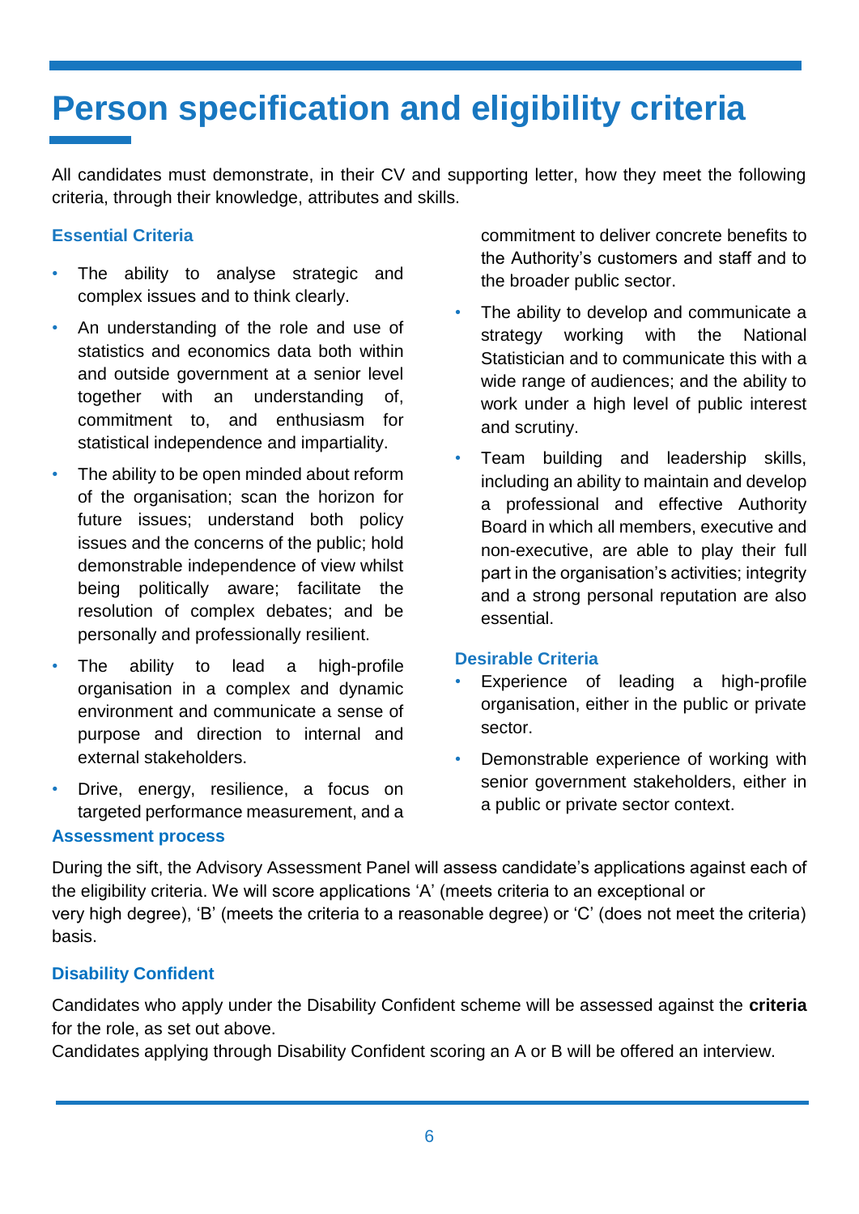# Person specification and eligibility criteria

All candidates must demonstrate, in their CV and supporting letter, how they meet the following criteria, through their knowledge, attributes and skills.

### Essential Criteria

- The ability to analyse strategic and complex issues and to think clearly.
- An understanding of the role and use of statistics and economics data both within and outside government at a senior level together with an understanding of, commitment to, and enthusiasm for statistical independence and impartiality.
- The ability to be open minded about reform of the organisation; scan the horizon for future issues; understand both policy issues and the concerns of the public; hold demonstrable independence of view whilst being politically aware; facilitate the resolution of complex debates; and be personally and professionally resilient.
- The ability to lead a high-profile organisation in a complex and dynamic environment and communicate a sense of purpose and direction to internal and external stakeholders.
- Drive, energy, resilience, a focus on targeted performance measurement, and a commitment to deliver concrete benefits to the Authority's customers and staff and to the broader public sector.
- The ability to develop and communicate a strategy working with the National Statistician and to communicate this with a wide range of audiences; and the ability to work under a high level of public interest and scrutiny.
- Team building and leadership skills, including an ability to maintain and develop a professional and effective Authority Board in which all members, executive and non-executive, are able to play their full part in the organisation's activities; integrity and a strong personal reputation are also essential.

### Desirable Criteria

- Experience of leading a high-profile organisation, either in the public or private sector.
- Demonstrable experience of working with senior government stakeholders, either in a public or private sector context.

### Assessment process

During the sift, the Advisory Assessment Panel will assess candidate's applications against each of the eligibility criteria. We will score applications 'A' (meets criteria to an exceptional or very high degree), 'B' (meets the criteria to a reasonable degree) or 'C' (does not meet the criteria) basis.

### Disability Confident

Candidates who apply under the Disability Confident scheme will be assessed against the **criteria** for the role, as set out above.

Candidates applying through Disability Confident scoring an A or B will be offered an interview.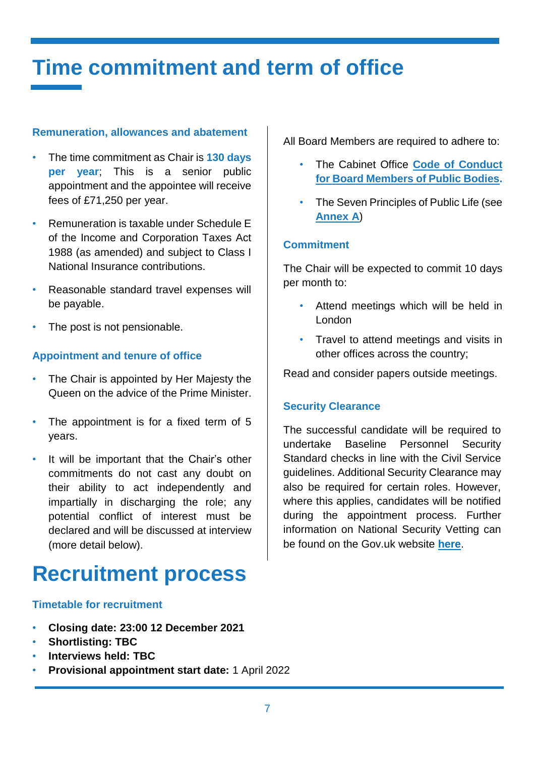# Time commitment and term of office

### Remuneration, allowances and abatement

- The time commitment as Chair is **130 days per year**; This is a senior public appointment and the appointee will receive fees of £71,250 per year.
- Remuneration is taxable under Schedule E of the Income and Corporation Taxes Act 1988 (as amended) and subject to Class I National Insurance contributions.
- Reasonable standard travel expenses will be payable.
- The post is not pensionable.

### Appointment and tenure of office

- The Chair is appointed by Her Majesty the Queen on the advice of the Prime Minister.
- The appointment is for a fixed term of 5 years.
- It will be important that the Chair's other commitments do not cast any doubt on their ability to act independently and impartially in discharging the role; any potential conflict of interest must be declared and will be discussed at interview (more detail below).

All Board Members are required to adhere to:

- The Cabinet Office **Code of Conduct for Board Members of Public Bodies.**
- The Seven Principles of Public Life (see **Annex A**)

### Commitment

The Chair will be expected to commit 10 days per month to:

- Attend meetings which will be held in London
- Travel to attend meetings and visits in other offices across the country;

Read and consider papers outside meetings.

### Security Clearance

The successful candidate will be required to undertake Baseline Personnel Security Standard checks in line with the Civil Service guidelines. Additional Security Clearance may also be required for certain roles. However, where this applies, candidates will be notified during the appointment process. Further information on National Security Vetting can be found on the Gov.uk website **here**.

# Recruitment process

### Timetable for recruitment

- **Closing date: 23:00 12 December 2021**
- **Shortlisting: TBC**
- **Interviews held: TBC**
- **Provisional appointment start date:** 1 April 2022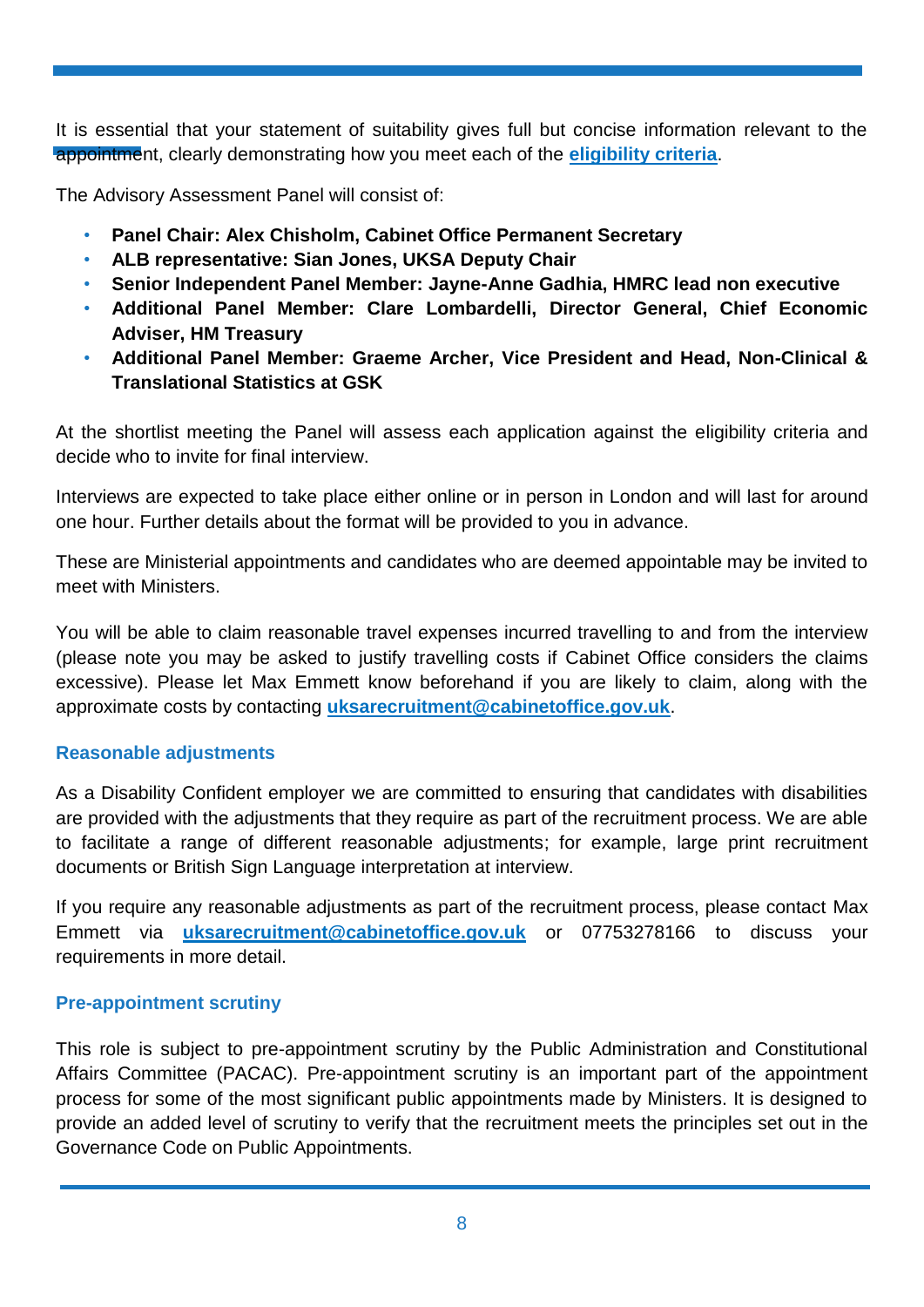It is essential that your statement of suitability gives full but concise information relevant to the appointment, clearly demonstrating how you meet each of the **eligibility criteria**.

The Advisory Assessment Panel will consist of:

- **Panel Chair: Alex Chisholm, Cabinet Office Permanent Secretary**
- **ALB representative: Sian Jones, UKSA Deputy Chair**
- **Senior Independent Panel Member: Jayne-Anne Gadhia, HMRC lead non executive**
- **Additional Panel Member: Clare Lombardelli, Director General, Chief Economic Adviser, HM Treasury**
- **Additional Panel Member: Graeme Archer, Vice President and Head, Non-Clinical & Translational Statistics at GSK**

At the shortlist meeting the Panel will assess each application against the eligibility criteria and decide who to invite for final interview.

Interviews are expected to take place either online or in person in London and will last for around one hour. Further details about the format will be provided to you in advance.

These are Ministerial appointments and candidates who are deemed appointable may be invited to meet with Ministers.

You will be able to claim reasonable travel expenses incurred travelling to and from the interview (please note you may be asked to justify travelling costs if Cabinet Office considers the claims excessive). Please let Max Emmett know beforehand if you are likely to claim, along with the approximate costs by contacting **uksarecruitment@cabinetoffice.gov.uk**.

### Reasonable adjustments

As a Disability Confident employer we are committed to ensuring that candidates with disabilities are provided with the adjustments that they require as part of the recruitment process. We are able to facilitate a range of different reasonable adjustments; for example, large print recruitment documents or British Sign Language interpretation at interview.

If you require any reasonable adjustments as part of the recruitment process, please contact Max Emmett via **uksarecruitment@cabinetoffice.gov.uk** or 07753278166 to discuss your requirements in more detail.

### Pre-appointment scrutiny

This role is subject to pre-appointment scrutiny by the Public Administration and Constitutional Affairs Committee (PACAC). Pre-appointment scrutiny is an important part of the appointment process for some of the most significant public appointments made by Ministers. It is designed to provide an added level of scrutiny to verify that the recruitment meets the principles set out in the Governance Code on Public Appointments.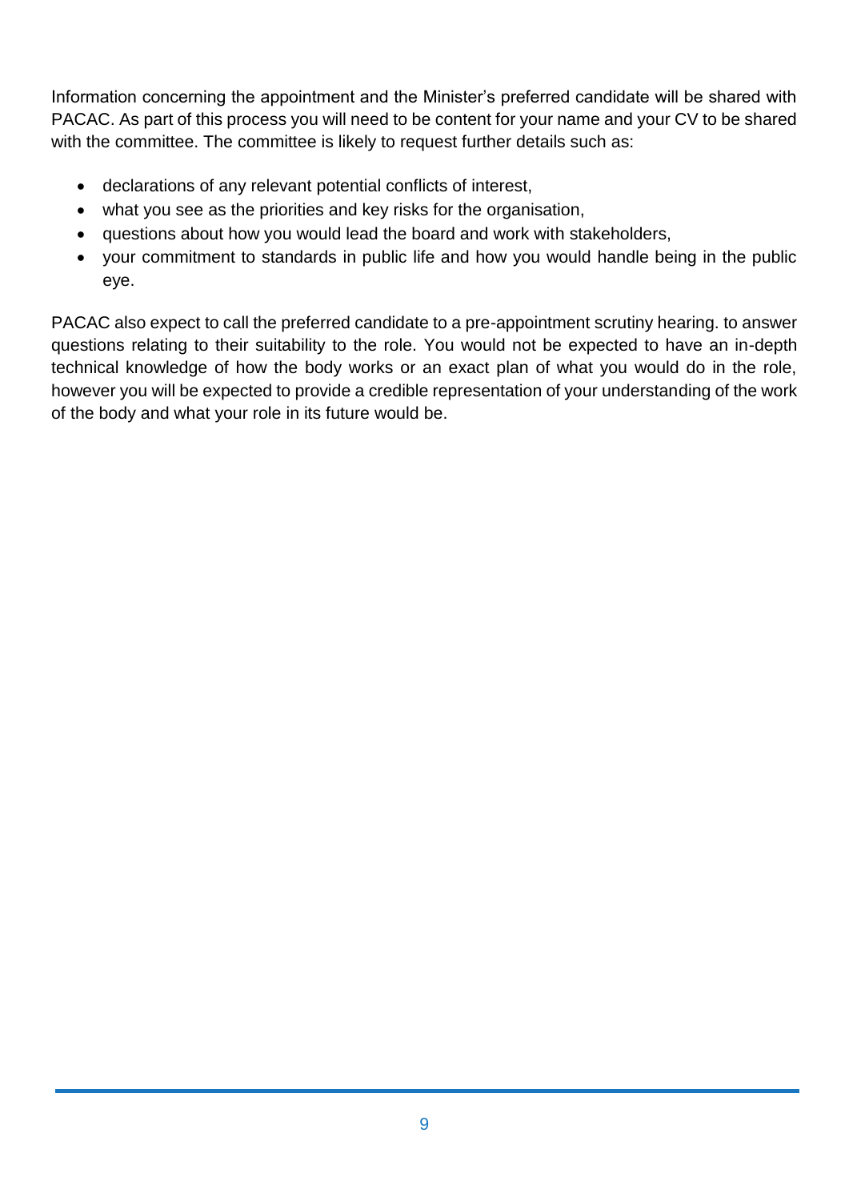Information concerning the appointment and the Minister's preferred candidate will be shared with PACAC. As part of this process you will need to be content for your name and your CV to be shared with the committee. The committee is likely to request further details such as:

- declarations of any relevant potential conflicts of interest,
- what you see as the priorities and key risks for the organisation,
- questions about how you would lead the board and work with stakeholders,
- your commitment to standards in public life and how you would handle being in the public eye.

PACAC also expect to call the preferred candidate to a pre-appointment scrutiny hearing. to answer questions relating to their suitability to the role. You would not be expected to have an in-depth technical knowledge of how the body works or an exact plan of what you would do in the role, however you will be expected to provide a credible representation of your understanding of the work of the body and what your role in its future would be.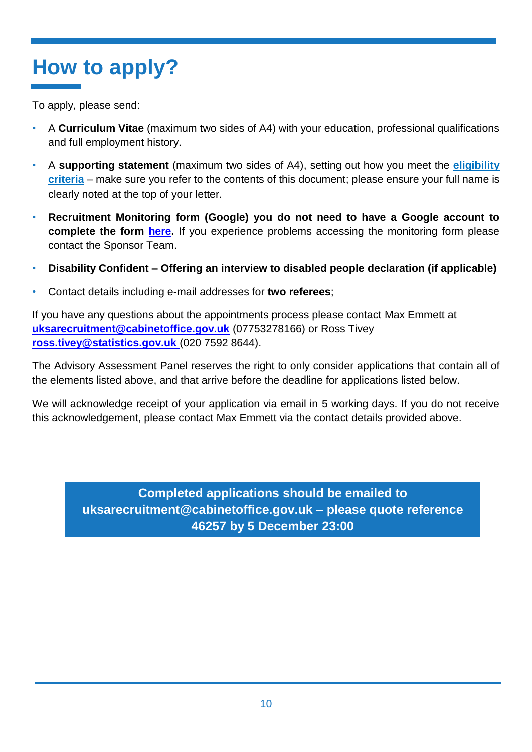# How to apply?

To apply, please send:

- A **Curriculum Vitae** (maximum two sides of A4) with your education, professional qualifications and full employment history.
- A **supporting statement** (maximum two sides of A4), setting out how you meet the **eligibility criteria** – make sure you refer to the contents of this document; please ensure your full name is clearly noted at the top of your letter.
- **Recruitment Monitoring form (Google) you do not need to have a Google account to complete the form here.** If you experience problems accessing the monitoring form please contact the Sponsor Team.
- **Disability Confident – Offering an interview to disabled people declaration (if applicable)**
- Contact details including e-mail addresses for **two referees**;

If you have any questions about the appointments process please contact Max Emmett at **uksarecruitment@cabinetoffice.gov.uk** (07753278166) or Ross Tivey **ross.tivey@statistics.gov.uk** (020 7592 8644).

The Advisory Assessment Panel reserves the right to only consider applications that contain all of the elements listed above, and that arrive before the deadline for applications listed below.

We will acknowledge receipt of your application via email in 5 working days. If you do not receive this acknowledgement, please contact Max Emmett via the contact details provided above.

**Completed applications should be emailed to uksarecruitment@cabinetoffice.gov.uk – please quote reference 46257 by 5 December 23:00**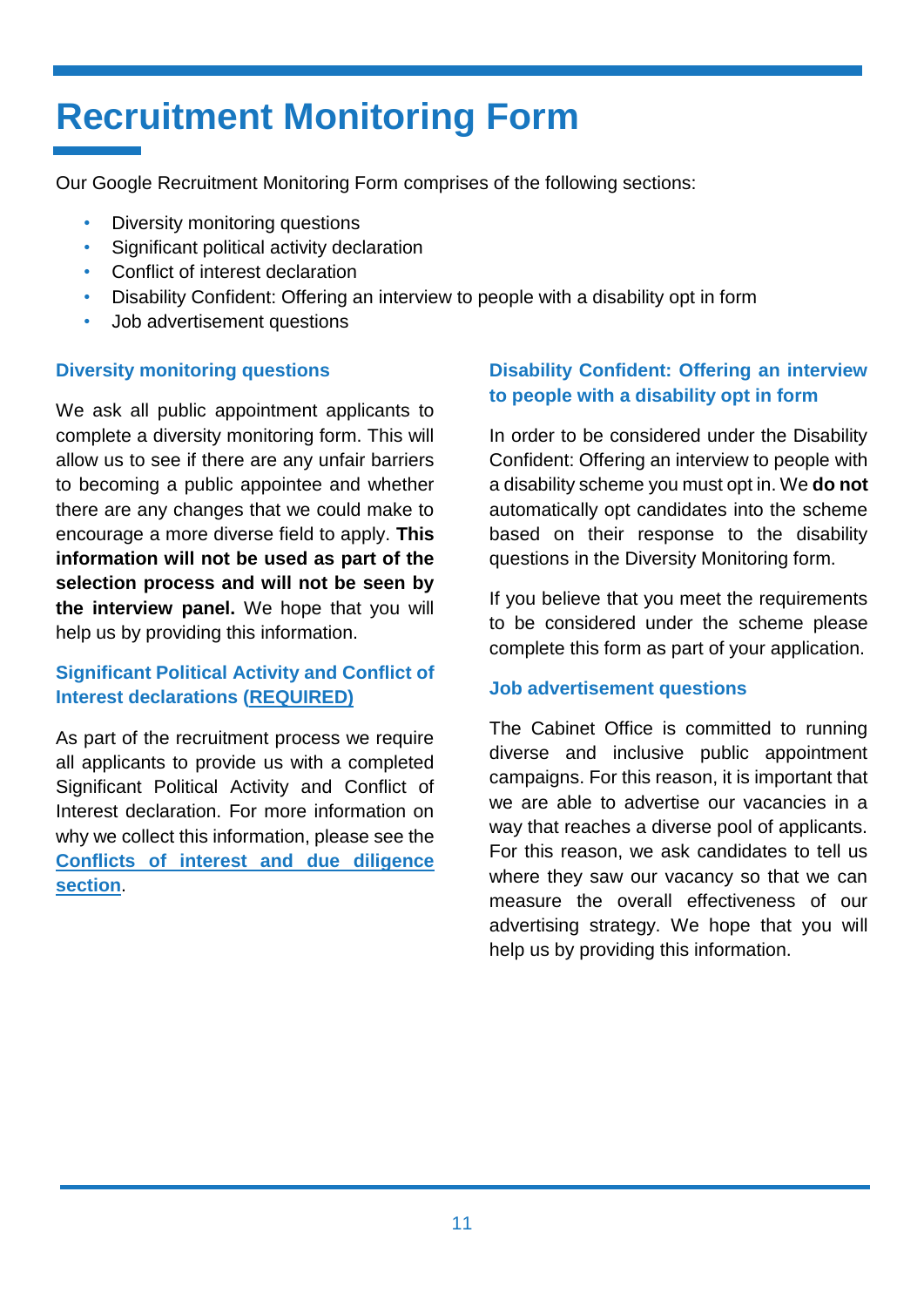# Recruitment Monitoring Form

Our Google Recruitment Monitoring Form comprises of the following sections:

- Diversity monitoring questions
- Significant political activity declaration
- Conflict of interest declaration
- Disability Confident: Offering an interview to people with a disability opt in form
- Job advertisement questions

### Diversity monitoring questions

We ask all public appointment applicants to complete a diversity monitoring form. This will allow us to see if there are any unfair barriers to becoming a public appointee and whether there are any changes that we could make to encourage a more diverse field to apply. **This information will not be used as part of the selection process and will not be seen by the interview panel.** We hope that you will help us by providing this information.

### Significant Political Activity and Conflict of Interest declarations (REQUIRED)

As part of the recruitment process we require all applicants to provide us with a completed Significant Political Activity and Conflict of Interest declaration. For more information on why we collect this information, please see the **Conflicts of interest and due diligence section**.

### Disability Confident: Offering an interview to people with a disability opt in form

In order to be considered under the Disability Confident: Offering an interview to people with a disability scheme you must opt in. We **do not** automatically opt candidates into the scheme based on their response to the disability questions in the Diversity Monitoring form.

If you believe that you meet the requirements to be considered under the scheme please complete this form as part of your application.

### Job advertisement questions

The Cabinet Office is committed to running diverse and inclusive public appointment campaigns. For this reason, it is important that we are able to advertise our vacancies in a way that reaches a diverse pool of applicants. For this reason, we ask candidates to tell us where they saw our vacancy so that we can measure the overall effectiveness of our advertising strategy. We hope that you will help us by providing this information.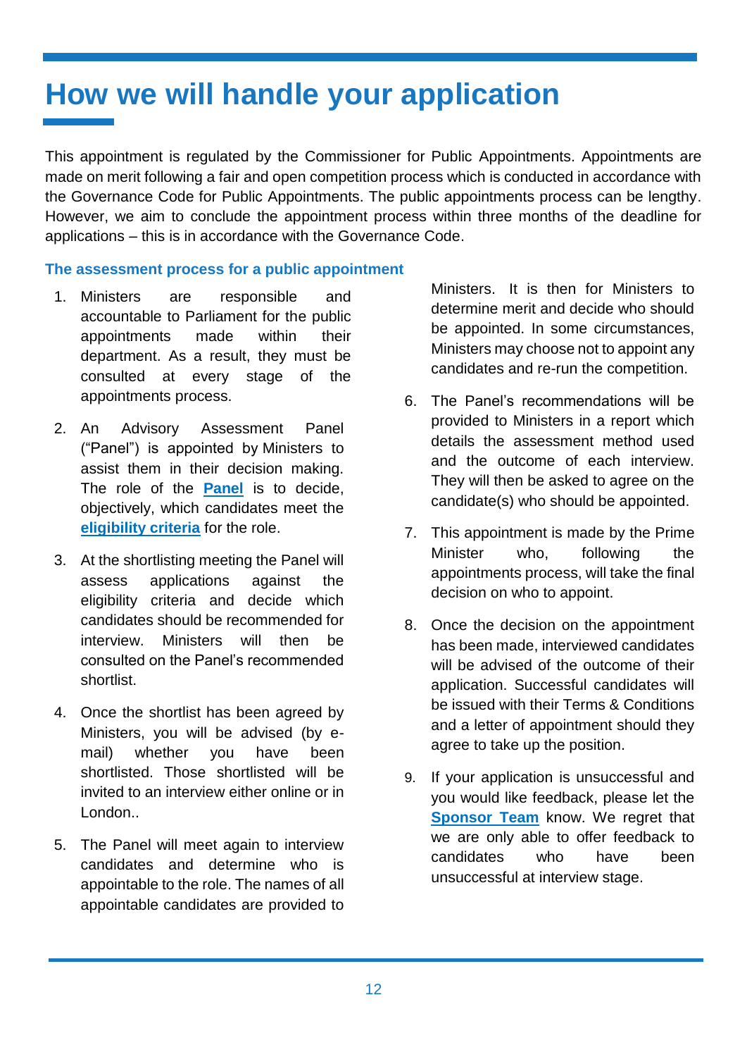# How we will handle your application

This appointment is regulated by the Commissioner for Public Appointments. Appointments are made on merit following a fair and open competition process which is conducted in accordance with the Governance Code for Public Appointments. The public appointments process can be lengthy. However, we aim to conclude the appointment process within three months of the deadline for applications – this is in accordance with the Governance Code.

### The assessment process for a public appointment

1. Ministers are responsible and accountable to Parliament for the public appointments made within their department. As a result, they must be consulted at every stage of the appointments process.

2. An Advisory Assessment Panel ("Panel") is appointed by Ministers to assist them in their decision making. The role of the **Panel** is to decide, objectively, which candidates meet the **eligibility criteria** for the role.

3. At the shortlisting meeting the Panel will assess applications against the eligibility criteria and decide which candidates should be recommended for interview. Ministers will then be consulted on the Panel's recommended shortlist.

4. Once the shortlist has been agreed by Ministers, you will be advised (by e-mail) whether you have been shortlisted. Those shortlisted will be invited to an interview either online or in London..

5. The Panel will meet again to interview candidates and determine who is appointable to the role. The names of all appointable candidates are provided to Ministers. It is then for Ministers to determine merit and decide who should be appointed. In some circumstances, Ministers may choose not to appoint any candidates and re-run the competition.

6. The Panel's recommendations will be provided to Ministers in a report which details the assessment method used and the outcome of each interview. They will then be asked to agree on the candidate(s) who should be appointed.

7. This appointment is made by the Prime Minister who, following the appointments process, will take the final decision on who to appoint.

8. Once the decision on the appointment has been made, interviewed candidates will be advised of the outcome of their application. Successful candidates will be issued with their Terms & Conditions and a letter of appointment should they agree to take up the position.

9. If your application is unsuccessful and you would like feedback, please let the **Sponsor Team** know. We regret that we are only able to offer feedback to candidates who have been unsuccessful at interview stage.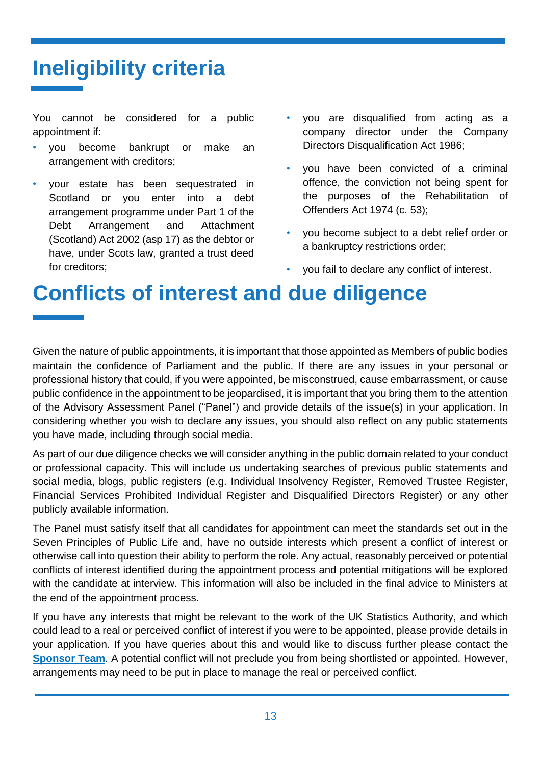# Ineligibility criteria

You cannot be considered for a public appointment if:

- you become bankrupt or make an arrangement with creditors;
- your estate has been sequestrated in Scotland or you enter into a debt arrangement programme under Part 1 of the Debt Arrangement and Attachment (Scotland) Act 2002 (asp 17) as the debtor or have, under Scots law, granted a trust deed for creditors;
- you are disqualified from acting as a company director under the Company Directors Disqualification Act 1986;
- you have been convicted of a criminal offence, the conviction not being spent for the purposes of the Rehabilitation of Offenders Act 1974 (c. 53);
- you become subject to a debt relief order or a bankruptcy restrictions order;
- you fail to declare any conflict of interest.

# Conflicts of interest and due diligence

Given the nature of public appointments, it is important that those appointed as Members of public bodies maintain the confidence of Parliament and the public. If there are any issues in your personal or professional history that could, if you were appointed, be misconstrued, cause embarrassment, or cause public confidence in the appointment to be jeopardised, it is important that you bring them to the attention of the Advisory Assessment Panel ("Panel") and provide details of the issue(s) in your application. In considering whether you wish to declare any issues, you should also reflect on any public statements you have made, including through social media.

As part of our due diligence checks we will consider anything in the public domain related to your conduct or professional capacity. This will include us undertaking searches of previous public statements and social media, blogs, public registers (e.g. Individual Insolvency Register, Removed Trustee Register, Financial Services Prohibited Individual Register and Disqualified Directors Register) or any other publicly available information.

The Panel must satisfy itself that all candidates for appointment can meet the standards set out in the Seven Principles of Public Life and, have no outside interests which present a conflict of interest or otherwise call into question their ability to perform the role. Any actual, reasonably perceived or potential conflicts of interest identified during the appointment process and potential mitigations will be explored with the candidate at interview. This information will also be included in the final advice to Ministers at the end of the appointment process.

If you have any interests that might be relevant to the work of the UK Statistics Authority, and which could lead to a real or perceived conflict of interest if you were to be appointed, please provide details in your application. If you have queries about this and would like to discuss further please contact the **Sponsor Team**. A potential conflict will not preclude you from being shortlisted or appointed. However, arrangements may need to be put in place to manage the real or perceived conflict.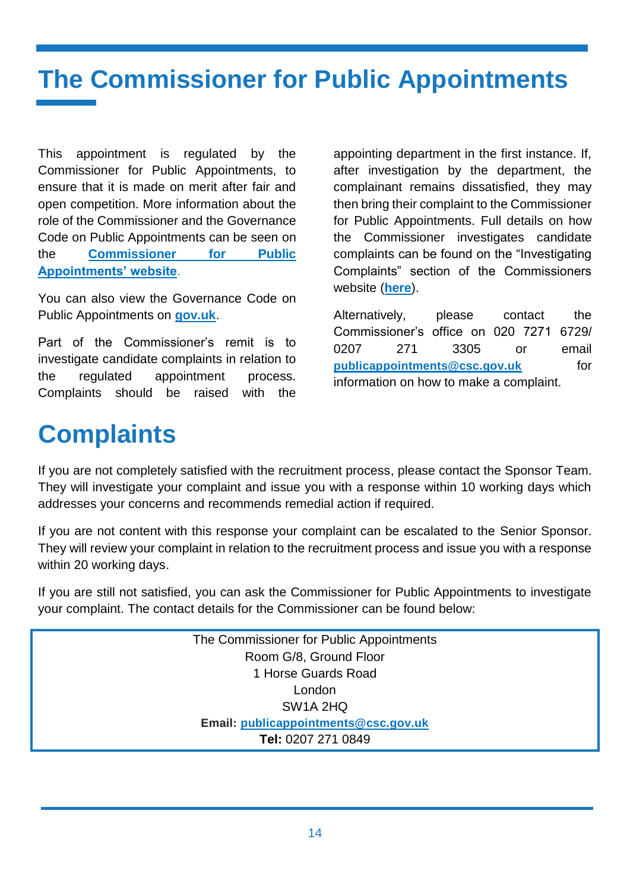# The Commissioner for Public Appointments

This appointment is regulated by the Commissioner for Public Appointments, to ensure that it is made on merit after fair and open competition. More information about the role of the Commissioner and the Governance Code on Public Appointments can be seen on the **Commissioner for Public Appointments' website**.

You can also view the Governance Code on Public Appointments on **gov.uk**.

Part of the Commissioner's remit is to investigate candidate complaints in relation to the regulated appointment process. Complaints should be raised with the appointing department in the first instance. If, after investigation by the department, the complainant remains dissatisfied, they may then bring their complaint to the Commissioner for Public Appointments. Full details on how the Commissioner investigates candidate complaints can be found on the "Investigating Complaints" section of the Commissioners website (**here**).

Alternatively, please contact the Commissioner's office on 020 7271 6729/ 0207 271 3305 or email **publicappointments@csc.gov.uk** for information on how to make a complaint.

# Complaints

If you are not completely satisfied with the recruitment process, please contact the Sponsor Team. They will investigate your complaint and issue you with a response within 10 working days which addresses your concerns and recommends remedial action if required.

If you are not content with this response your complaint can be escalated to the Senior Sponsor. They will review your complaint in relation to the recruitment process and issue you with a response within 20 working days.

If you are still not satisfied, you can ask the Commissioner for Public Appointments to investigate your complaint. The contact details for the Commissioner can be found below:

The Commissioner for Public Appointments
Room G/8, Ground Floor
1 Horse Guards Road
London
SW1A 2HQ
**Email:** **publicappointments@csc.gov.uk**
**Tel:** 0207 271 0849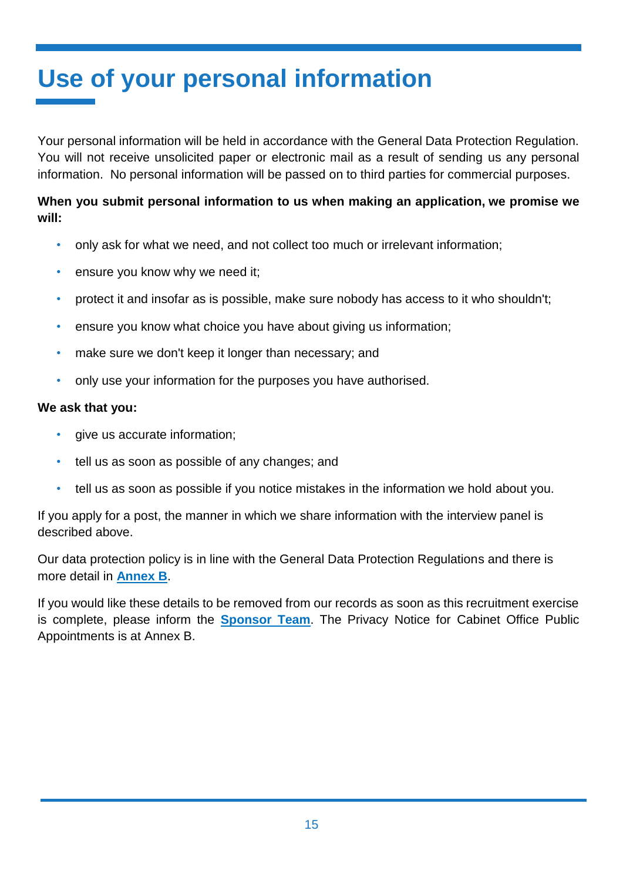# Use of your personal information

Your personal information will be held in accordance with the General Data Protection Regulation. You will not receive unsolicited paper or electronic mail as a result of sending us any personal information. No personal information will be passed on to third parties for commercial purposes.

**When you submit personal information to us when making an application, we promise we will:**

- only ask for what we need, and not collect too much or irrelevant information;
- ensure you know why we need it;
- protect it and insofar as is possible, make sure nobody has access to it who shouldn't;
- ensure you know what choice you have about giving us information;
- make sure we don't keep it longer than necessary; and
- only use your information for the purposes you have authorised.

**We ask that you:**

- give us accurate information;
- tell us as soon as possible of any changes; and
- tell us as soon as possible if you notice mistakes in the information we hold about you.

If you apply for a post, the manner in which we share information with the interview panel is described above.

Our data protection policy is in line with the General Data Protection Regulations and there is more detail in **Annex B**.

If you would like these details to be removed from our records as soon as this recruitment exercise is complete, please inform the **Sponsor Team**. The Privacy Notice for Cabinet Office Public Appointments is at Annex B.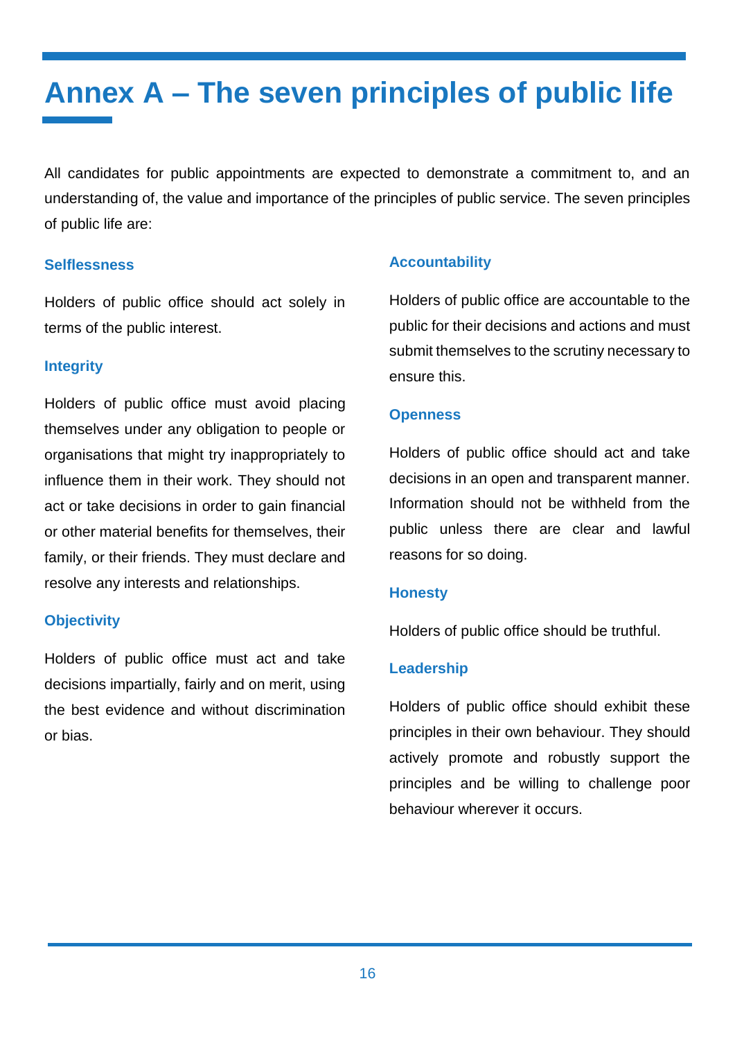# Annex A – The seven principles of public life

All candidates for public appointments are expected to demonstrate a commitment to, and an understanding of, the value and importance of the principles of public service. The seven principles of public life are:

### Selflessness

Holders of public office should act solely in terms of the public interest.

### Integrity

Holders of public office must avoid placing themselves under any obligation to people or organisations that might try inappropriately to influence them in their work. They should not act or take decisions in order to gain financial or other material benefits for themselves, their family, or their friends. They must declare and resolve any interests and relationships.

### Objectivity

Holders of public office must act and take decisions impartially, fairly and on merit, using the best evidence and without discrimination or bias.

### Accountability

Holders of public office are accountable to the public for their decisions and actions and must submit themselves to the scrutiny necessary to ensure this.

### Openness

Holders of public office should act and take decisions in an open and transparent manner. Information should not be withheld from the public unless there are clear and lawful reasons for so doing.

### Honesty

Holders of public office should be truthful.

### Leadership

Holders of public office should exhibit these principles in their own behaviour. They should actively promote and robustly support the principles and be willing to challenge poor behaviour wherever it occurs.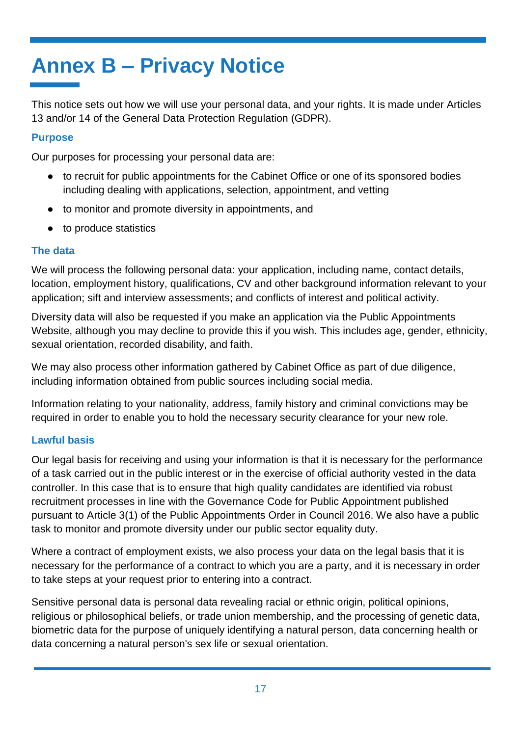# Annex B – Privacy Notice

This notice sets out how we will use your personal data, and your rights. It is made under Articles 13 and/or 14 of the General Data Protection Regulation (GDPR).

### Purpose

Our purposes for processing your personal data are:

- to recruit for public appointments for the Cabinet Office or one of its sponsored bodies including dealing with applications, selection, appointment, and vetting
- to monitor and promote diversity in appointments, and
- to produce statistics

### The data

We will process the following personal data: your application, including name, contact details, location, employment history, qualifications, CV and other background information relevant to your application; sift and interview assessments; and conflicts of interest and political activity.

Diversity data will also be requested if you make an application via the Public Appointments Website, although you may decline to provide this if you wish. This includes age, gender, ethnicity, sexual orientation, recorded disability, and faith.

We may also process other information gathered by Cabinet Office as part of due diligence, including information obtained from public sources including social media.

Information relating to your nationality, address, family history and criminal convictions may be required in order to enable you to hold the necessary security clearance for your new role.

### Lawful basis

Our legal basis for receiving and using your information is that it is necessary for the performance of a task carried out in the public interest or in the exercise of official authority vested in the data controller. In this case that is to ensure that high quality candidates are identified via robust recruitment processes in line with the Governance Code for Public Appointment published pursuant to Article 3(1) of the Public Appointments Order in Council 2016. We also have a public task to monitor and promote diversity under our public sector equality duty.

Where a contract of employment exists, we also process your data on the legal basis that it is necessary for the performance of a contract to which you are a party, and it is necessary in order to take steps at your request prior to entering into a contract.

Sensitive personal data is personal data revealing racial or ethnic origin, political opinions, religious or philosophical beliefs, or trade union membership, and the processing of genetic data, biometric data for the purpose of uniquely identifying a natural person, data concerning health or data concerning a natural person's sex life or sexual orientation.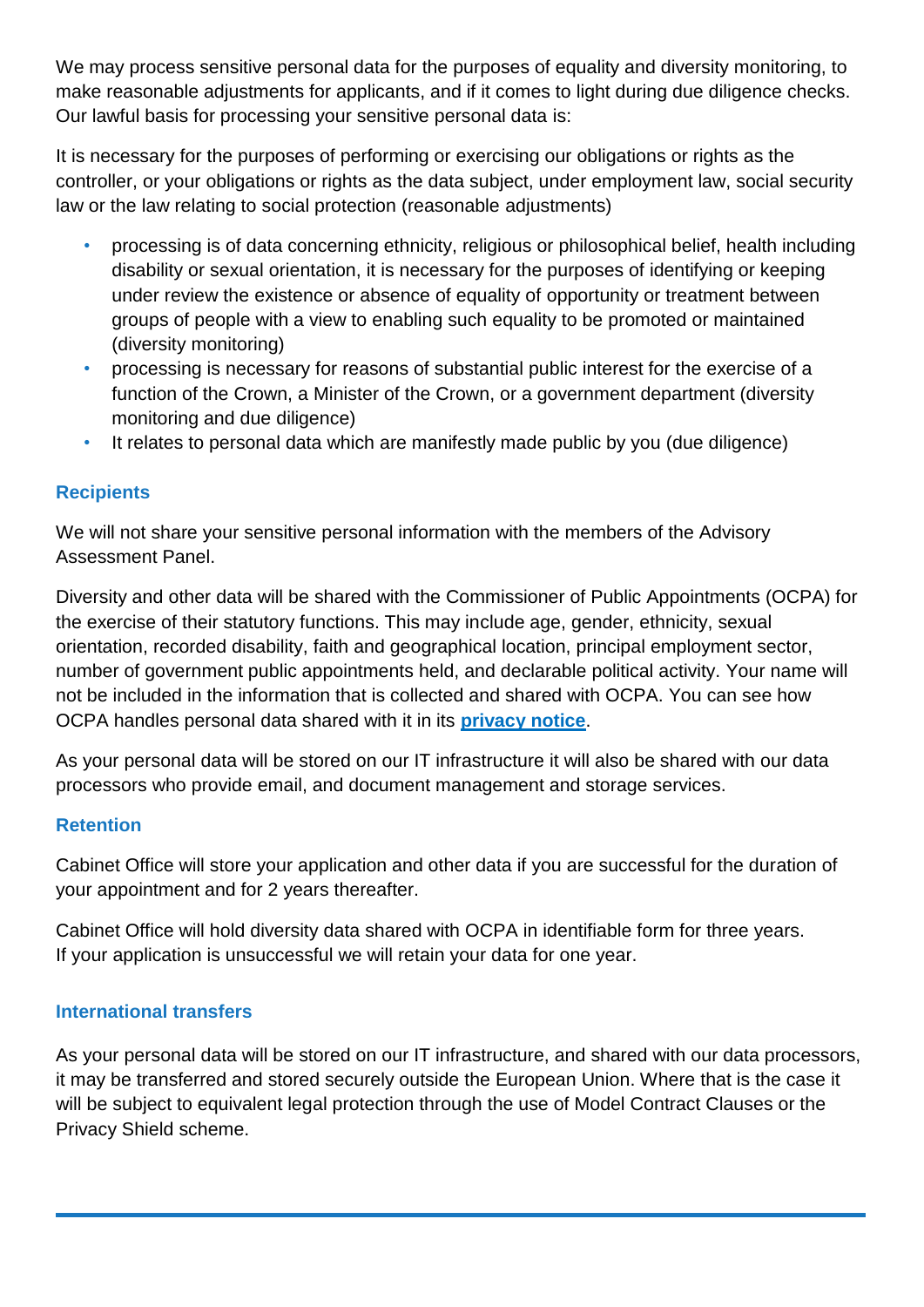We may process sensitive personal data for the purposes of equality and diversity monitoring, to make reasonable adjustments for applicants, and if it comes to light during due diligence checks. Our lawful basis for processing your sensitive personal data is:

It is necessary for the purposes of performing or exercising our obligations or rights as the controller, or your obligations or rights as the data subject, under employment law, social security law or the law relating to social protection (reasonable adjustments)

- processing is of data concerning ethnicity, religious or philosophical belief, health including disability or sexual orientation, it is necessary for the purposes of identifying or keeping under review the existence or absence of equality of opportunity or treatment between groups of people with a view to enabling such equality to be promoted or maintained (diversity monitoring)
- processing is necessary for reasons of substantial public interest for the exercise of a function of the Crown, a Minister of the Crown, or a government department (diversity monitoring and due diligence)
- It relates to personal data which are manifestly made public by you (due diligence)

### Recipients

We will not share your sensitive personal information with the members of the Advisory Assessment Panel.

Diversity and other data will be shared with the Commissioner of Public Appointments (OCPA) for the exercise of their statutory functions. This may include age, gender, ethnicity, sexual orientation, recorded disability, faith and geographical location, principal employment sector, number of government public appointments held, and declarable political activity. Your name will not be included in the information that is collected and shared with OCPA. You can see how OCPA handles personal data shared with it in its **privacy notice**.

As your personal data will be stored on our IT infrastructure it will also be shared with our data processors who provide email, and document management and storage services.

### Retention

Cabinet Office will store your application and other data if you are successful for the duration of your appointment and for 2 years thereafter.

Cabinet Office will hold diversity data shared with OCPA in identifiable form for three years. If your application is unsuccessful we will retain your data for one year.

### International transfers

As your personal data will be stored on our IT infrastructure, and shared with our data processors, it may be transferred and stored securely outside the European Union. Where that is the case it will be subject to equivalent legal protection through the use of Model Contract Clauses or the Privacy Shield scheme.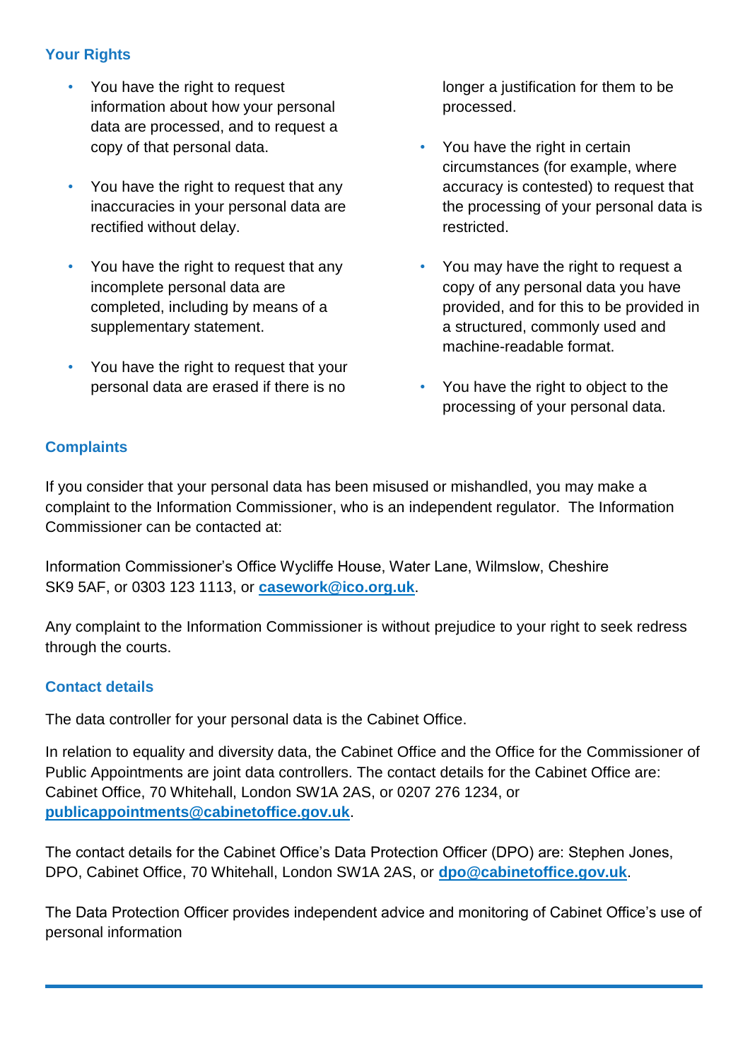## Your Rights

- You have the right to request information about how your personal data are processed, and to request a copy of that personal data.
- You have the right to request that any inaccuracies in your personal data are rectified without delay.
- You have the right to request that any incomplete personal data are completed, including by means of a supplementary statement.
- You have the right to request that your personal data are erased if there is no longer a justification for them to be processed.
- You have the right in certain circumstances (for example, where accuracy is contested) to request that the processing of your personal data is restricted.
- You may have the right to request a copy of any personal data you have provided, and for this to be provided in a structured, commonly used and machine-readable format.
- You have the right to object to the processing of your personal data.

## Complaints

If you consider that your personal data has been misused or mishandled, you may make a complaint to the Information Commissioner, who is an independent regulator. The Information Commissioner can be contacted at:

Information Commissioner's Office Wycliffe House, Water Lane, Wilmslow, Cheshire SK9 5AF, or 0303 123 1113, or **casework@ico.org.uk**.

Any complaint to the Information Commissioner is without prejudice to your right to seek redress through the courts.

## Contact details

The data controller for your personal data is the Cabinet Office.

In relation to equality and diversity data, the Cabinet Office and the Office for the Commissioner of Public Appointments are joint data controllers. The contact details for the Cabinet Office are: Cabinet Office, 70 Whitehall, London SW1A 2AS, or 0207 276 1234, or **publicappointments@cabinetoffice.gov.uk**.

The contact details for the Cabinet Office's Data Protection Officer (DPO) are: Stephen Jones, DPO, Cabinet Office, 70 Whitehall, London SW1A 2AS, or **dpo@cabinetoffice.gov.uk**.

The Data Protection Officer provides independent advice and monitoring of Cabinet Office's use of personal information